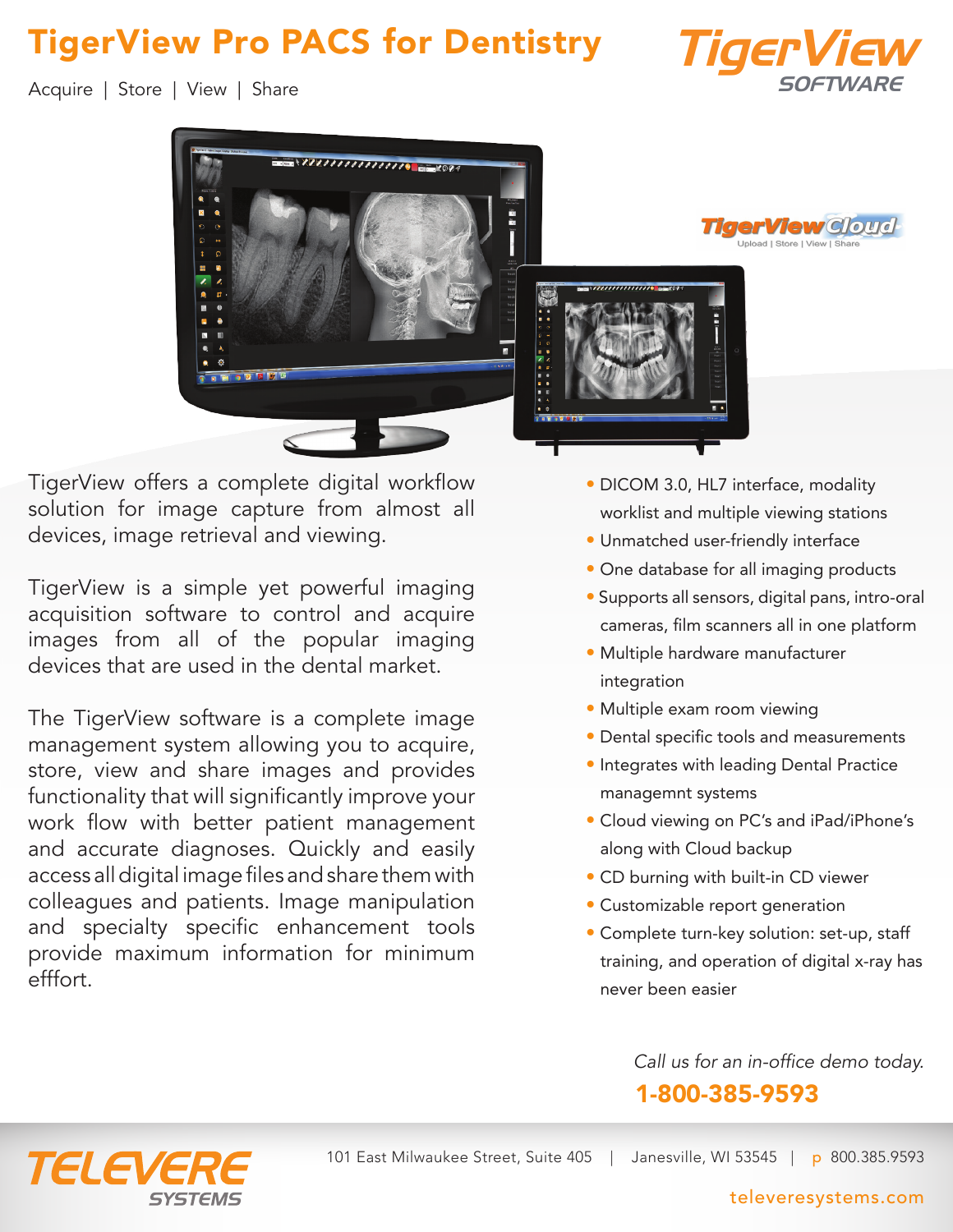# TigerView Pro PACS for Dentistry

Acquire | Store | View | Share

TigerView SOFTWARE

TigerView Cloud
Upload | Store | View | Share

TigerView offers a complete digital workflow solution for image capture from almost all devices, image retrieval and viewing.

TigerView is a simple yet powerful imaging acquisition software to control and acquire images from all of the popular imaging devices that are used in the dental market.

The TigerView software is a complete image management system allowing you to acquire, store, view and share images and provides functionality that will significantly improve your work flow with better patient management and accurate diagnoses. Quickly and easily access all digital image files and share them with colleagues and patients. Image manipulation and specialty specific enhancement tools provide maximum information for minimum efffort.

- DICOM 3.0, HL7 interface, modality worklist and multiple viewing stations
- Unmatched user-friendly interface
- One database for all imaging products
- Supports all sensors, digital pans, intro-oral cameras, film scanners all in one platform
- Multiple hardware manufacturer integration
- Multiple exam room viewing
- Dental specific tools and measurements
- Integrates with leading Dental Practice managemnt systems
- Cloud viewing on PC's and iPad/iPhone's along with Cloud backup
- CD burning with built-in CD viewer
- Customizable report generation
- Complete turn-key solution: set-up, staff training, and operation of digital x-ray has never been easier

*Call us for an in-office demo today.*

**1-800-385-9593**

TELEVERE SYSTEMS

101 East Milwaukee Street, Suite 405 | Janesville, WI 53545 | p 800.385.9593

televeresystems.com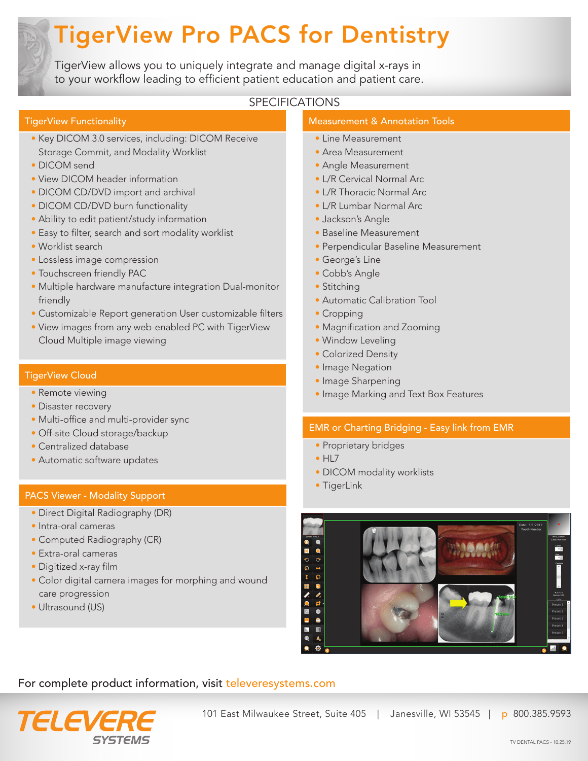# TigerView Pro PACS for Dentistry

TigerView allows you to uniquely integrate and manage digital x-rays in to your workflow leading to efficient patient education and patient care.

## SPECIFICATIONS

### TigerView Functionality

- Key DICOM 3.0 services, including: DICOM Receive Storage Commit, and Modality Worklist
- DICOM send
- View DICOM header information
- DICOM CD/DVD import and archival
- DICOM CD/DVD burn functionality
- Ability to edit patient/study information
- Easy to filter, search and sort modality worklist
- Worklist search
- Lossless image compression
- Touchscreen friendly PAC
- Multiple hardware manufacture integration Dual-monitor friendly
- Customizable Report generation User customizable filters
- View images from any web-enabled PC with TigerView Cloud Multiple image viewing

### TigerView Cloud

- Remote viewing
- Disaster recovery
- Multi-office and multi-provider sync
- Off-site Cloud storage/backup
- Centralized database
- Automatic software updates

### PACS Viewer - Modality Support

- Direct Digital Radiography (DR)
- Intra-oral cameras
- Computed Radiography (CR)
- Extra-oral cameras
- Digitized x-ray film
- Color digital camera images for morphing and wound care progression
- Ultrasound (US)

### Measurement & Annotation Tools

- Line Measurement
- Area Measurement
- Angle Measurement
- L/R Cervical Normal Arc
- L/R Thoracic Normal Arc
- L/R Lumbar Normal Arc
- Jackson's Angle
- Baseline Measurement
- Perpendicular Baseline Measurement
- George's Line
- Cobb's Angle
- Stitching
- Automatic Calibration Tool
- Cropping
- Magnification and Zooming
- Window Leveling
- Colorized Density
- Image Negation
- Image Sharpening
- Image Marking and Text Box Features

### EMR or Charting Bridging - Easy link from EMR

- Proprietary bridges
- HL7
- DICOM modality worklists
- TigerLink

For complete product information, visit televeresystems.com

TELEVERE SYSTEMS

101 East Milwaukee Street, Suite 405 | Janesville, WI 53545 | p 800.385.9593

TV DENTAL PACS - 10.25.19